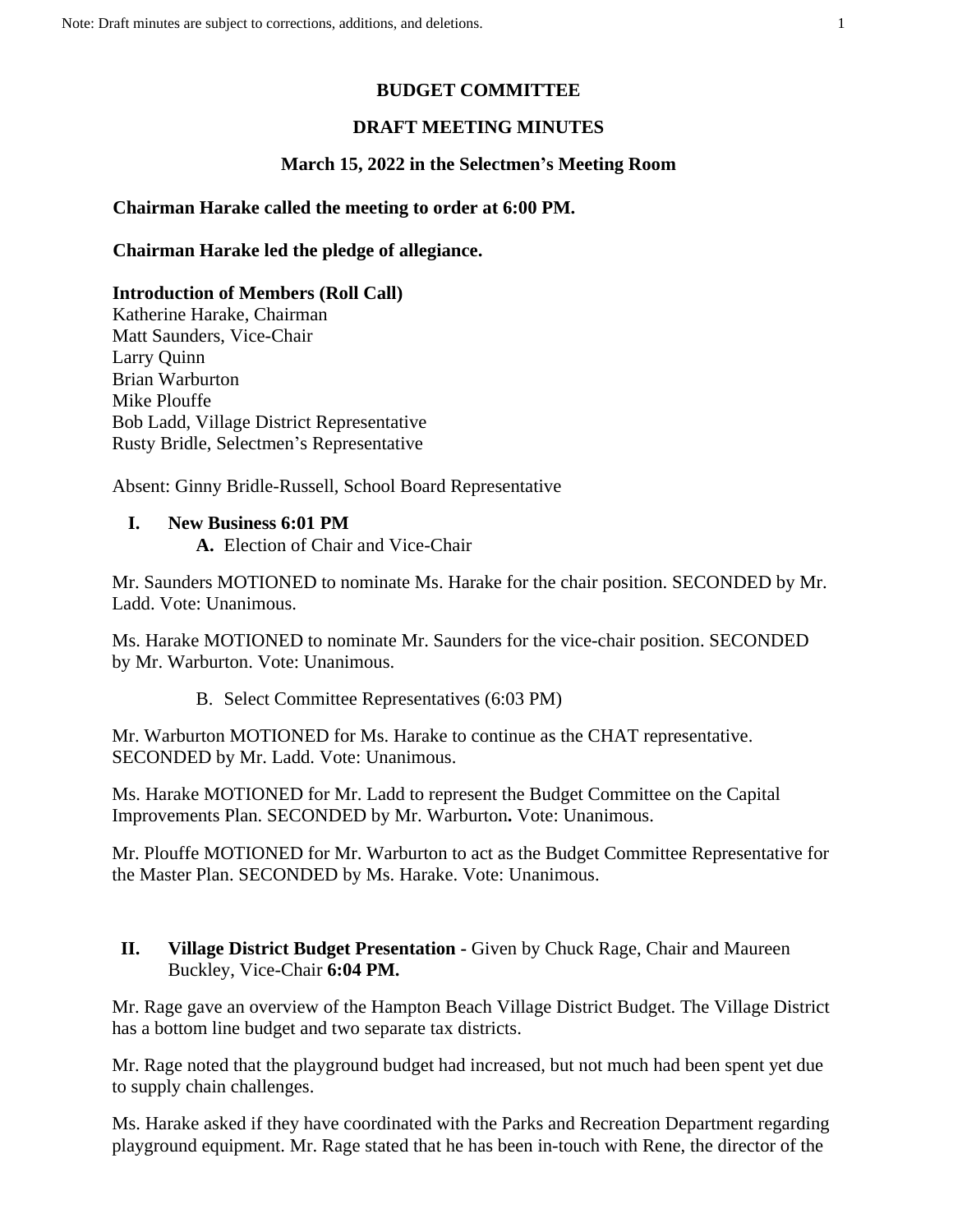# BUDGET COMMITTEE

## DRAFT MEETING MINUTES

### March 15, 2022 in the Selectmen's Meeting Room

**Chairman Harake called the meeting to order at 6:00 PM.**

**Chairman Harake led the pledge of allegiance.**

**Introduction of Members (Roll Call)**
Katherine Harake, Chairman
Matt Saunders, Vice-Chair
Larry Quinn
Brian Warburton
Mike Plouffe
Bob Ladd, Village District Representative
Rusty Bridle, Selectmen's Representative

Absent: Ginny Bridle-Russell, School Board Representative

**I. New Business 6:01 PM**

**A.** Election of Chair and Vice-Chair

Mr. Saunders MOTIONED to nominate Ms. Harake for the chair position. SECONDED by Mr. Ladd. Vote: Unanimous.

Ms. Harake MOTIONED to nominate Mr. Saunders for the vice-chair position. SECONDED by Mr. Warburton. Vote: Unanimous.

B. Select Committee Representatives (6:03 PM)

Mr. Warburton MOTIONED for Ms. Harake to continue as the CHAT representative. SECONDED by Mr. Ladd. Vote: Unanimous.

Ms. Harake MOTIONED for Mr. Ladd to represent the Budget Committee on the Capital Improvements Plan. SECONDED by Mr. Warburton**.** Vote: Unanimous.

Mr. Plouffe MOTIONED for Mr. Warburton to act as the Budget Committee Representative for the Master Plan. SECONDED by Ms. Harake. Vote: Unanimous.

**II. Village District Budget Presentation -** Given by Chuck Rage, Chair and Maureen Buckley, Vice-Chair **6:04 PM.**

Mr. Rage gave an overview of the Hampton Beach Village District Budget. The Village District has a bottom line budget and two separate tax districts.

Mr. Rage noted that the playground budget had increased, but not much had been spent yet due to supply chain challenges.

Ms. Harake asked if they have coordinated with the Parks and Recreation Department regarding playground equipment. Mr. Rage stated that he has been in-touch with Rene, the director of the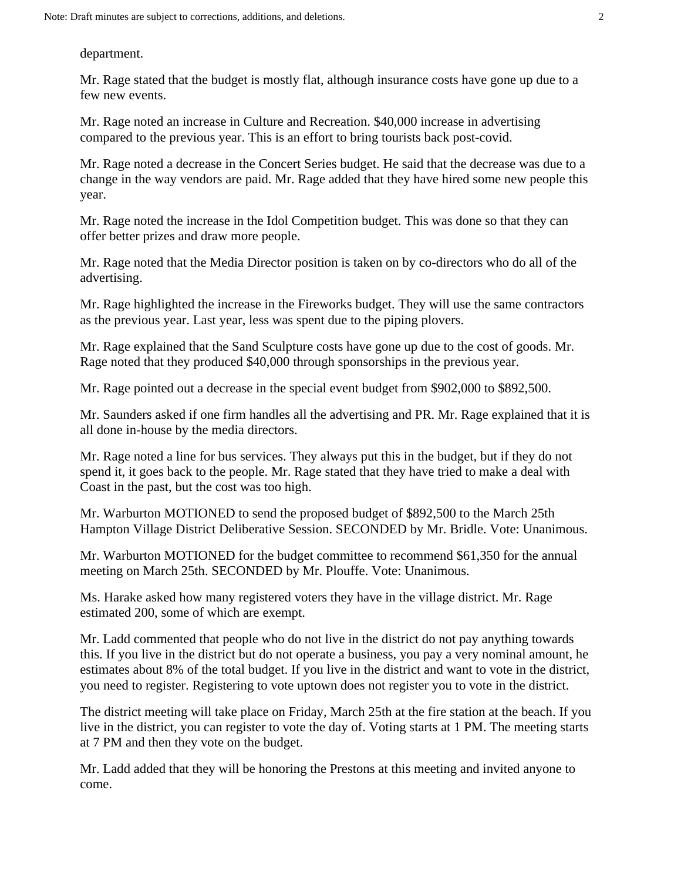department.

Mr. Rage stated that the budget is mostly flat, although insurance costs have gone up due to a few new events.

Mr. Rage noted an increase in Culture and Recreation. $40,000 increase in advertising compared to the previous year. This is an effort to bring tourists back post-covid.

Mr. Rage noted a decrease in the Concert Series budget. He said that the decrease was due to a change in the way vendors are paid. Mr. Rage added that they have hired some new people this year.

Mr. Rage noted the increase in the Idol Competition budget. This was done so that they can offer better prizes and draw more people.

Mr. Rage noted that the Media Director position is taken on by co-directors who do all of the advertising.

Mr. Rage highlighted the increase in the Fireworks budget. They will use the same contractors as the previous year. Last year, less was spent due to the piping plovers.

Mr. Rage explained that the Sand Sculpture costs have gone up due to the cost of goods. Mr. Rage noted that they produced $40,000 through sponsorships in the previous year.

Mr. Rage pointed out a decrease in the special event budget from $902,000 to $892,500.

Mr. Saunders asked if one firm handles all the advertising and PR. Mr. Rage explained that it is all done in-house by the media directors.

Mr. Rage noted a line for bus services. They always put this in the budget, but if they do not spend it, it goes back to the people. Mr. Rage stated that they have tried to make a deal with Coast in the past, but the cost was too high.

Mr. Warburton MOTIONED to send the proposed budget of $892,500 to the March 25th Hampton Village District Deliberative Session. SECONDED by Mr. Bridle. Vote: Unanimous.

Mr. Warburton MOTIONED for the budget committee to recommend $61,350 for the annual meeting on March 25th. SECONDED by Mr. Plouffe. Vote: Unanimous.

Ms. Harake asked how many registered voters they have in the village district. Mr. Rage estimated 200, some of which are exempt.

Mr. Ladd commented that people who do not live in the district do not pay anything towards this. If you live in the district but do not operate a business, you pay a very nominal amount, he estimates about 8% of the total budget. If you live in the district and want to vote in the district, you need to register. Registering to vote uptown does not register you to vote in the district.

The district meeting will take place on Friday, March 25th at the fire station at the beach. If you live in the district, you can register to vote the day of. Voting starts at 1 PM. The meeting starts at 7 PM and then they vote on the budget.

Mr. Ladd added that they will be honoring the Prestons at this meeting and invited anyone to come.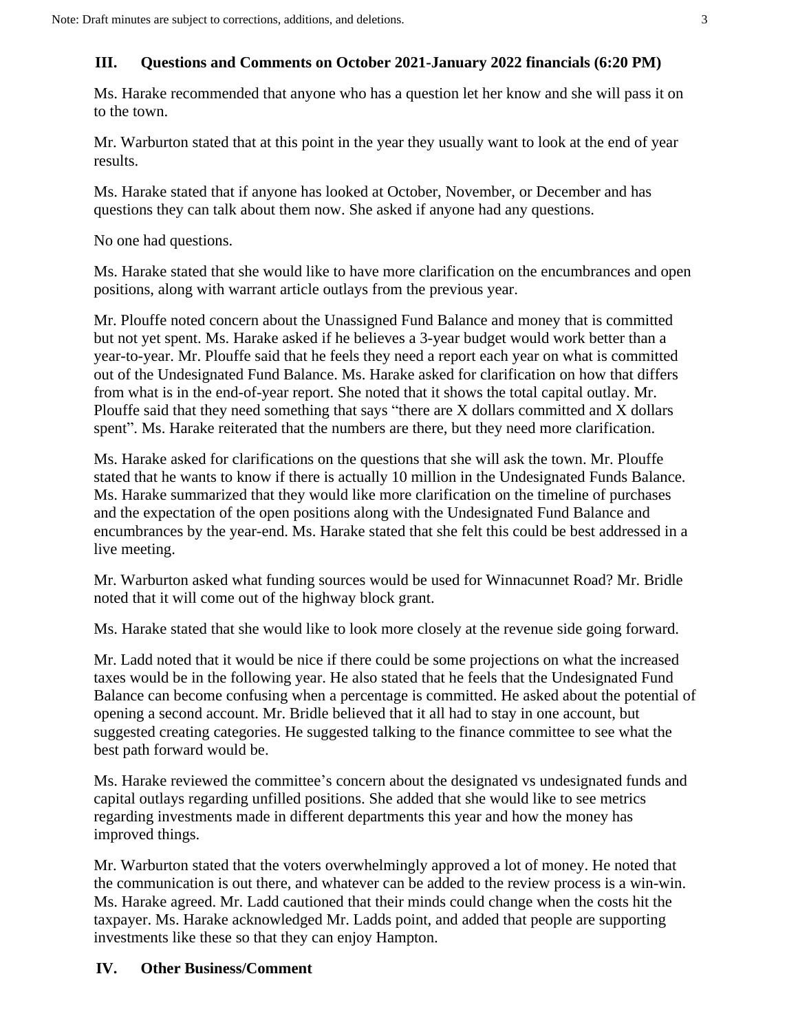## III. Questions and Comments on October 2021-January 2022 financials (6:20 PM)

Ms. Harake recommended that anyone who has a question let her know and she will pass it on to the town.

Mr. Warburton stated that at this point in the year they usually want to look at the end of year results.

Ms. Harake stated that if anyone has looked at October, November, or December and has questions they can talk about them now. She asked if anyone had any questions.

No one had questions.

Ms. Harake stated that she would like to have more clarification on the encumbrances and open positions, along with warrant article outlays from the previous year.

Mr. Plouffe noted concern about the Unassigned Fund Balance and money that is committed but not yet spent. Ms. Harake asked if he believes a 3-year budget would work better than a year-to-year. Mr. Plouffe said that he feels they need a report each year on what is committed out of the Undesignated Fund Balance. Ms. Harake asked for clarification on how that differs from what is in the end-of-year report. She noted that it shows the total capital outlay. Mr. Plouffe said that they need something that says "there are X dollars committed and X dollars spent". Ms. Harake reiterated that the numbers are there, but they need more clarification.

Ms. Harake asked for clarifications on the questions that she will ask the town. Mr. Plouffe stated that he wants to know if there is actually 10 million in the Undesignated Funds Balance. Ms. Harake summarized that they would like more clarification on the timeline of purchases and the expectation of the open positions along with the Undesignated Fund Balance and encumbrances by the year-end. Ms. Harake stated that she felt this could be best addressed in a live meeting.

Mr. Warburton asked what funding sources would be used for Winnacunnet Road? Mr. Bridle noted that it will come out of the highway block grant.

Ms. Harake stated that she would like to look more closely at the revenue side going forward.

Mr. Ladd noted that it would be nice if there could be some projections on what the increased taxes would be in the following year. He also stated that he feels that the Undesignated Fund Balance can become confusing when a percentage is committed. He asked about the potential of opening a second account. Mr. Bridle believed that it all had to stay in one account, but suggested creating categories. He suggested talking to the finance committee to see what the best path forward would be.

Ms. Harake reviewed the committee's concern about the designated vs undesignated funds and capital outlays regarding unfilled positions. She added that she would like to see metrics regarding investments made in different departments this year and how the money has improved things.

Mr. Warburton stated that the voters overwhelmingly approved a lot of money. He noted that the communication is out there, and whatever can be added to the review process is a win-win. Ms. Harake agreed. Mr. Ladd cautioned that their minds could change when the costs hit the taxpayer. Ms. Harake acknowledged Mr. Ladds point, and added that people are supporting investments like these so that they can enjoy Hampton.

## IV. Other Business/Comment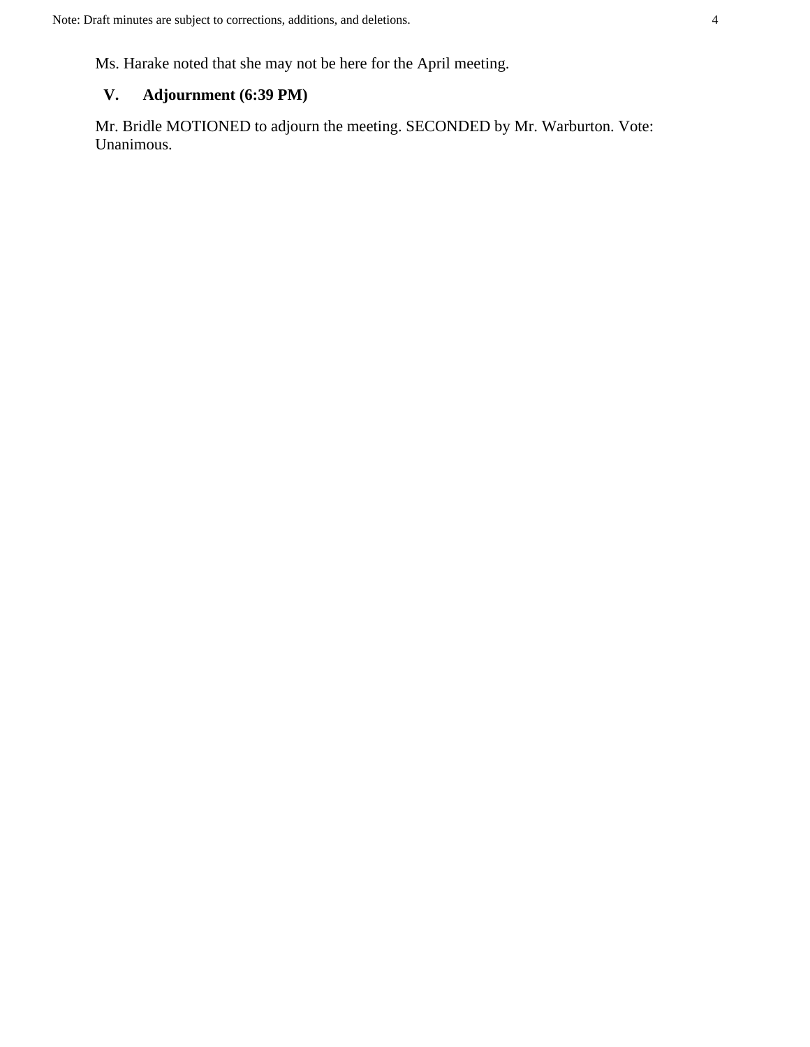Ms. Harake noted that she may not be here for the April meeting.

## V. Adjournment (6:39 PM)

Mr. Bridle MOTIONED to adjourn the meeting. SECONDED by Mr. Warburton. Vote: Unanimous.